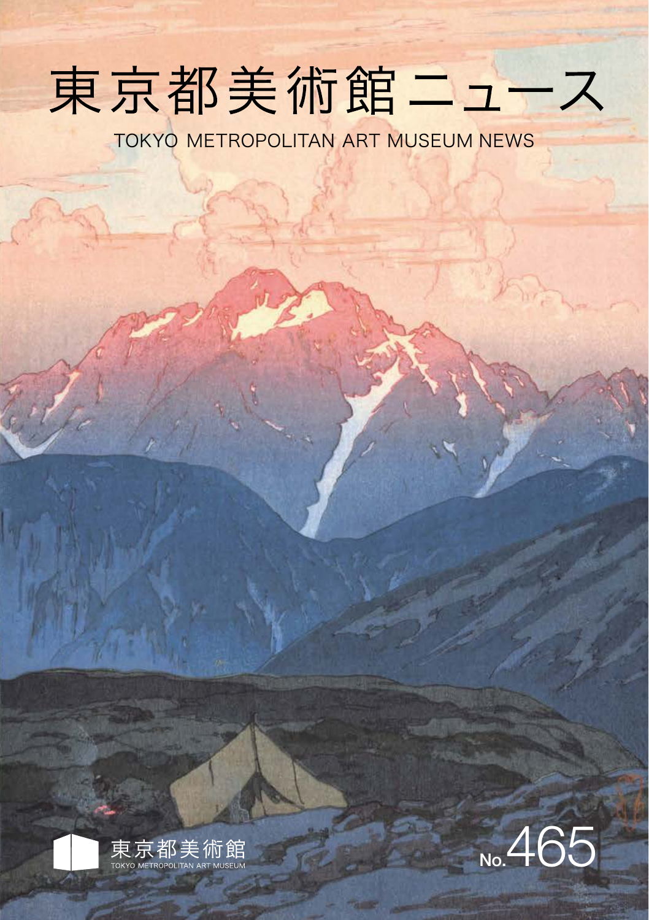# 東京都美術館ニュース

TOKYO METROPOLITAN ART MUSEUM NEWS

東京都美術館
TOKYO METROPOLITAN ART MUSEUM

No.465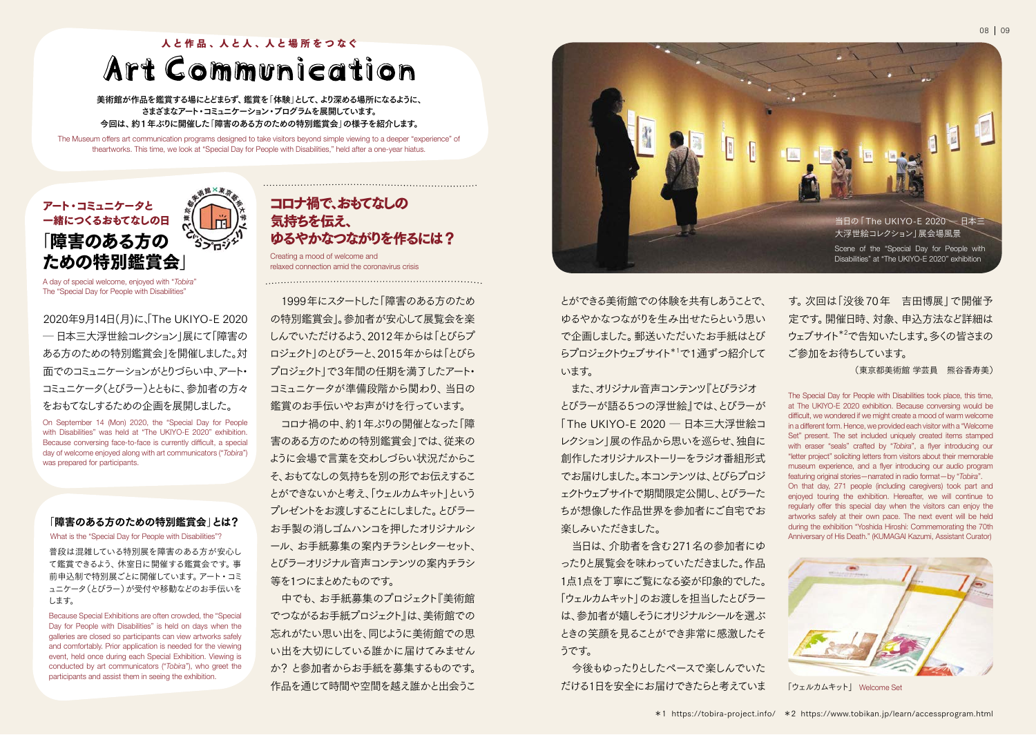人と作品、人と人、人と場所をつなぐ

# Art Communication

**美術館が作品を鑑賞する場にとどまらず、鑑賞を「体験」として、より深める場所になるように、さまざまなアート・コミュニケーション・プログラムを展開しています。今回は、約1年ぶりに開催した「障害のある方のための特別鑑賞会」の様子を紹介します。**

The Museum offers art communication programs designed to take visitors beyond simple viewing to a deeper "experience" of theartworks. This time, we look at "Special Day for People with Disabilities," held after a one-year hiatus.

## アート・コミュニケータと一緒につくるおもてなしの日「障害のある方のための特別鑑賞会」

東京都美術館×東京藝術大学 とびらプロジェクト

A day of special welcome, enjoyed with "*Tobira*" The "Special Day for People with Disabilities"

2020年9月14日(月)に、「The UKIYO-E 2020 — 日本三大浮世絵コレクション」展にて「障害のある方のための特別鑑賞会」を開催しました。対面でのコミュニケーションがとりづらい中、アート・コミュニケータ(とびラー)とともに、参加者の方々をおもてなしするための企画を展開しました。

On September 14 (Mon) 2020, the "Special Day for People with Disabilities" was held at "The UKIYO-E 2020" exhibition. Because conversing face-to-face is currently difficult, a special day of welcome enjoyed along with art communicators ("*Tobira*") was prepared for participants.

### 「障害のある方のための特別鑑賞会」とは？

What is the "Special Day for People with Disabilities"?

普段は混雑している特別展を障害のある方が安心して鑑賞できるよう、休室日に開催する鑑賞会です。事前申込制で特別展ごとに開催しています。アート・コミュニケータ(とびラー)が受付や移動などのお手伝いをします。

Because Special Exhibitions are often crowded, the "Special Day for People with Disabilities" is held on days when the galleries are closed so participants can view artworks safely and comfortably. Prior application is needed for the viewing event, held once during each Special Exhibition. Viewing is conducted by art communicators ("*Tobira*"), who greet the participants and assist them in seeing the exhibition.

## コロナ禍で、おもてなしの気持ちを伝え、ゆるやかなつながりを作るには？

Creating a mood of welcome and relaxed connection amid the coronavirus crisis

1999年にスタートした「障害のある方のための特別鑑賞会」。参加者が安心して展覧会を楽しんでいただけるよう、2012年からは「とびらプロジェクト」のとびラーと、2015年からは「とびらプロジェクト」で3年間の任期を満了したアート・コミュニケータが準備段階から関わり、当日の鑑賞のお手伝いやお声がけを行っています。

コロナ禍の中、約1年ぶりの開催となった「障害のある方のための特別鑑賞会」では、従来のように会場で言葉を交わしづらい状況だからこそ、おもてなしの気持ちを別の形でお伝えすることができないかと考え、「ウェルカムキット」というプレゼントをお渡しすることにしました。とびラーお手製の消しゴムハンコを押したオリジナルシール、お手紙募集の案内チラシとレターセット、とびラーオリジナル音声コンテンツの案内チラシ等を1つにまとめたものです。

中でも、お手紙募集のプロジェクト『美術館でつながるお手紙プロジェクト』は、美術館での忘れがたい思い出を、同じように美術館での思い出を大切にしている誰かに届けてみませんか？と参加者からお手紙を募集するものです。作品を通じて時間や空間を越え誰かと出会うことができる美術館での体験を共有しあうことで、ゆるやかなつながりを生み出せたらという思いで企画しました。郵送いただいたお手紙はとびらプロジェクトウェブサイト*1で1通ずつ紹介しています。

また、オリジナル音声コンテンツ『とびラジオ とびラーが語る5つの浮世絵』では、とびラーが「The UKIYO-E 2020 — 日本三大浮世絵コレクション」展の作品から思いを巡らせ、独自に創作したオリジナルストーリーをラジオ番組形式でお届けしました。本コンテンツは、とびらプロジェクトウェブサイトで期間限定公開し、とびラーたちが想像した作品世界を参加者にご自宅でお楽しみいただきました。

当日は、介助者を含む271名の参加者にゆったりと展覧会を味わっていただきました。作品1点1点を丁寧にご覧になる姿が印象的でした。「ウェルカムキット」のお渡しを担当したとびラーは、参加者が嬉しそうにオリジナルシールを選ぶときの笑顔を見ることができ非常に感激したそうです。

今後もゆったりとしたペースで楽しんでいただける1日を安全にお届けできたらと考えています。次回は「没後70年　吉田博展」で開催予定です。開催日時、対象、申込方法など詳細はウェブサイト*2で告知いたします。多くの皆さまのご参加をお待ちしています。

（東京都美術館 学芸員　熊谷香寿美）

The Special Day for People with Disabilities took place, this time, at The UKIYO-E 2020 exhibition. Because conversing would be difficult, we wondered if we might create a mood of warm welcome in a different form. Hence, we provided each visitor with a "Welcome Set" present. The set included uniquely created items stamped with eraser "seals" crafted by "*Tobira*", a flyer introducing our "letter project" soliciting letters from visitors about their memorable museum experience, and a flyer introducing our audio program featuring original stories—narrated in radio format—by "*Tobira*". On that day, 271 people (including caregivers) took part and enjoyed touring the exhibition. Hereafter, we will continue to regularly offer this special day when the visitors can enjoy the artworks safely at their own pace. The next event will be held during the exhibition "Yoshida Hiroshi: Commemorating the 70th Anniversary of His Death." (KUMAGAI Kazumi, Assistant Curator)

当日の「The UKIYO-E 2020 — 日本三大浮世絵コレクション」展会場風景

Scene of the "Special Day for People with Disabilities" at "The UKIYO-E 2020" exhibition

「ウェルカムキット」 Welcome Set

*1 https://tobira-project.info/　*2 https://www.tobikan.jp/learn/accessprogram.html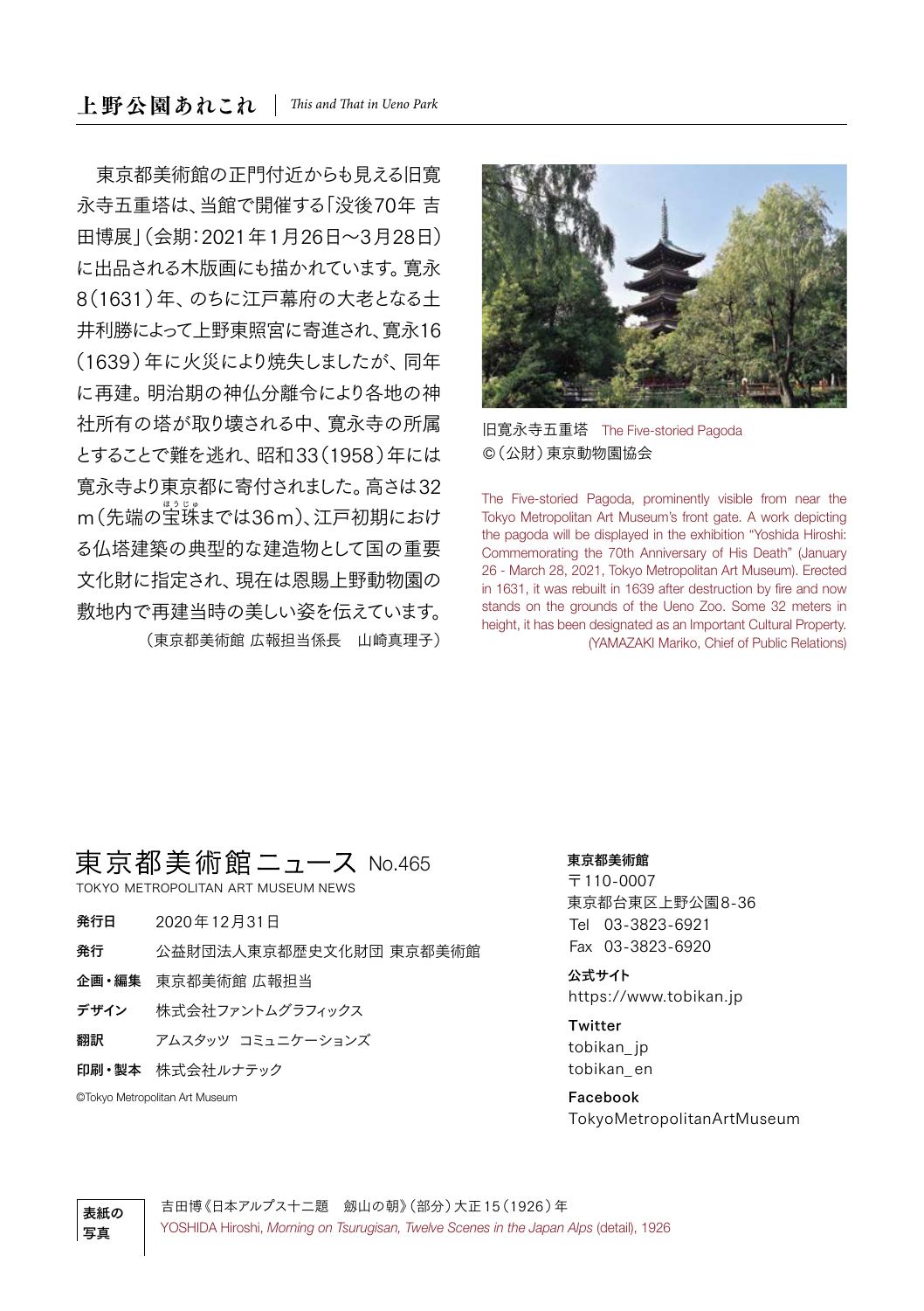## 上野公園あれこれ | *This and That in Ueno Park*

東京都美術館の正門付近からも見える旧寛永寺五重塔は、当館で開催する「没後70年 吉田博展」（会期：2021年1月26日～3月28日）に出品される木版画にも描かれています。寛永8（1631）年、のちに江戸幕府の大老となる土井利勝によって上野東照宮に寄進され、寛永16（1639）年に火災により焼失しましたが、同年に再建。明治期の神仏分離令により各地の神社所有の塔が取り壊される中、寛永寺の所属とすることで難を逃れ、昭和33（1958）年には寛永寺より東京都に寄付されました。高さは32m（先端の宝珠までは36m）、江戸初期における仏塔建築の典型的な建造物として国の重要文化財に指定され、現在は恩賜上野動物園の敷地内で再建当時の美しい姿を伝えています。

（東京都美術館 広報担当係長　山崎真理子）

旧寛永寺五重塔　The Five-storied Pagoda
©（公財）東京動物園協会

The Five-storied Pagoda, prominently visible from near the Tokyo Metropolitan Art Museum's front gate. A work depicting the pagoda will be displayed in the exhibition "Yoshida Hiroshi: Commemorating the 70th Anniversary of His Death" (January 26 - March 28, 2021, Tokyo Metropolitan Art Museum). Erected in 1631, it was rebuilt in 1639 after destruction by fire and now stands on the grounds of the Ueno Zoo. Some 32 meters in height, it has been designated as an Important Cultural Property.

(YAMAZAKI Mariko, Chief of Public Relations)

# 東京都美術館ニュース No.465

TOKYO METROPOLITAN ART MUSEUM NEWS

| | |
|---|---|
| **発行日** | 2020年12月31日 |
| **発行** | 公益財団法人東京都歴史文化財団 東京都美術館 |
| **企画・編集** | 東京都美術館 広報担当 |
| **デザイン** | 株式会社ファントムグラフィックス |
| **翻訳** | アムスタッツ　コミュニケーションズ |
| **印刷・製本** | 株式会社ルナテック |

©Tokyo Metropolitan Art Museum

**東京都美術館**
〒110-0007
東京都台東区上野公園8-36
Tel　03-3823-6921
Fax　03-3823-6920

**公式サイト**
https://www.tobikan.jp

**Twitter**
tobikan_jp
tobikan_en

**Facebook**
TokyoMetropolitanArtMuseum

**表紙の写真**
吉田博《日本アルプス十二題　劒山の朝》（部分）大正15（1926）年
YOSHIDA Hiroshi, *Morning on Tsurugisan, Twelve Scenes in the Japan Alps* (detail), 1926